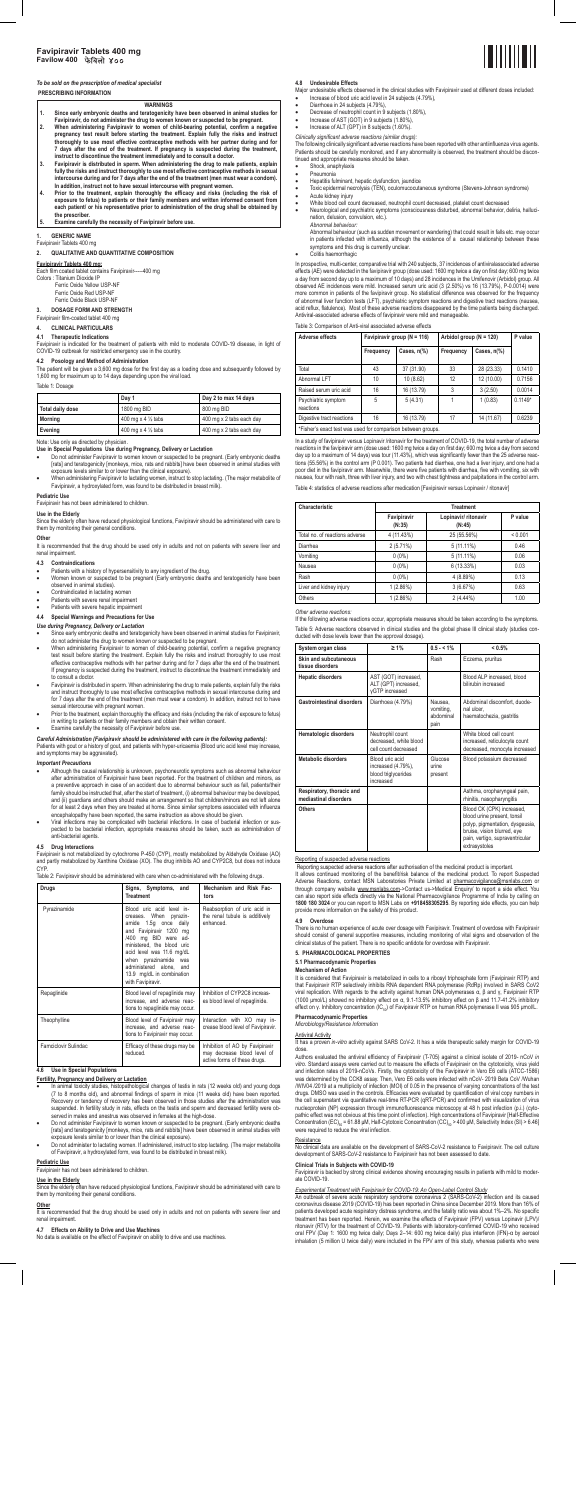# Favipirair Tablets 400 mg
# Favilow 400 फ़ेविलो ४००

*To be sold on the prescription of medical specialist*

**PRESCRIBING INFORMATION**

**WARNINGS**

1. **Since early embryonic deaths and teratogenicity have been observed in animal studies for Favipiravir, do not administer the drug to women known or suspected to be pregnant.**
2. **When administering Favipiravir to women of child-bearing potential, confirm a negative pregnancy test result before starting the treatment. Explain fully the risks and instruct thoroughly to use most effective contraceptive methods with her partner during and for 7 days after the end of the treatment. If pregnancy is suspected during the treatment, instruct to discontinue the treatment immediately and to consult a doctor.**
3. **Favipiravir is distributed in sperm. When administering the drug to male patients, explain fully the risks and instruct thoroughly to use most effective contraceptive methods in sexual intercourse during and for 7 days after the end of the treatment (men must wear a condom). In addition, instruct not to have sexual intercourse with pregnant women.**
4. **Prior to the treatment, explain thoroughly the efficacy and risks (including the risk of exposure to fetus) to patients or their family members and written informed consent from each patient/ or his representative prior to administration of the drug shall be obtained by the prescriber.**
5. **Examine carefully the necessity of Favipiravir before use.**

## 1. GENERIC NAME

Favipiravir Tablets 400 mg

## 2. QUALITATIVE AND QUANTITATIVE COMPOSITION

**Favipiravir Tablets 400 mg:**

Each film coated tablet contains Favipiravir——400 mg

Colors : Titanium Dioxide IP
Ferric Oxide Yellow USP-NF
Ferric Oxide Red USP-NF
Ferric Oxide Black USP-NF

## 3. DOSAGE FORM AND STRENGTH

Favipiravir film-coated tablet 400 mg

## 4. CLINICAL PARTICULARS

### 4.1 Therapeutic Indications

Favipiravir is indicated for the treatment of patients with mild to moderate COVID-19 disease, in light of COVID-19 outbreak for restricted emergency use in the country.

### 4.2 Posology and Method of Administration

The patient will be given a 3,600 mg dose for the first day as a loading dose and subsequently followed by 1,600 mg for maximum up to 14 days depending upon the viral load.

Table 1: Dosage

| | Day 1 | Day 2 to max 14 days |
|---|---|---|
| Total daily dose | 1800 mg BID | 800 mg BID |
| Morning | 400 mg x 4 ½ tabs | 400 mg x 2 tabs each day |
| Evening | 400 mg x 4 ½ tabs | 400 mg x 2 tabs each day |

Note: Use only as directed by physician

**Use in Special Populations: Use during Pregnancy, Delivery or Lactation**

- Do not administer Favipiravir to women known or suspected to be pregnant. (Early embryonic deaths (rats) and teratogenicity (monkeys, mice, rats and rabbits) have been observed in animal studies with exposure levels similar to or lower than the clinical exposure).
- When administering Favipiravir to lactating women, instruct to stop lactating. (The major metabolite of Favipiravir, a hydroxylated form, was found to be distributed in breast milk).

**Pediatric Use**

Favipiravir has not been administered to children.

**Use in the Elderly**

Since the elderly often have reduced physiological functions, Favipiravir should be administered with care to them by monitoring their general conditions.

**Other**

It is recommended that the drug should be used only in adults and not on patients with severe liver and renal impairment.

### 4.3 Contraindications

- Patients with a history of hypersensitivity to any ingredient of the drug.
- Women known or suspected to be pregnant (Early embryonic deaths and teratogenicity have been observed in animal studies).
- Contraindicated in lactating woman
- Patients with severe renal impairment
- Patients with severe hepatic impairment

### 4.4 Special Warnings and Precautions for Use

**Use during Pregnancy, Delivery or Lactation**

- Since early embryonic deaths and teratogenicity have been observed in animal studies for Favipiravir, do not administer the drug to women known or suspected to be pregnant.
- When administering Favipiravir to women of child-bearing potential, confirm a negative pregnancy test result before starting the treatment. Explain fully the risks and instruct thoroughly to use most effective contraceptive methods with her partner during and for 7 days after the end of the treatment. If pregnancy is suspected during the treatment, instruct to discontinue the treatment immediately and to consult a doctor.
- Favipiravir is distributed in sperm. When administering the drug to male patients, explain fully the risks and instruct thoroughly to use most effective contraceptive methods in sexual intercourse during and for 7 days after the end of the treatment (men must wear a condom). In addition, instruct not to have sexual intercourse with pregnant women.
- Prior to the treatment, explain thoroughly the efficacy and risks (including the risk of exposure to fetus) in writing to patients or their family members and obtain their written consent.
- Examine carefully the necessity of Favipiravir before use.

***Careful Administration (Favipiravir should be administered with care in the following patients):***

Patients with gout or a history of gout, and patients with hyper-uricaemia (Blood uric acid level may increase, and symptoms may be aggravated).

***Important Precautions***

- Although the causal relationship is unknown, psychoneurotic symptoms such as abnormal behaviour after administration of Favipiravir have been reported. For the treatment of children and minors, as a preventive approach in case of an accident due to abnormal behaviour such as fall, patients/their family should be instructed that, after the start of treatment, (i) abnormal behaviour may be developed, and (ii) guardians and others should make an arrangement so that children/minors are not left alone for at least 2 days when they are treated at home. Since similar symptoms associated with influenza encephalopathy have been reported, the same instruction as above should be given.
- Viral infections may be complicated with bacterial infections. In case of bacterial infection or suspected to be bacterial infection, appropriate measures should be taken, such as administration of anti-bacterial agents.

### 4.5 Drug Interactions

Favipiravir is not metabolized by cytochrome P-450 (CYP), mostly metabolized by Aldehyde Oxidase (AO) and partly metabolized by Xanthine Oxidase (XO). The drug inhibits AO and CYP2C8, but does not induce CYP.

Table 2: Favipiravir should be administered with care when co-administered with the following drugs.

| Drugs | Signs, Symptoms, and Treatment | Mechanism and Risk Factors |
|---|---|---|
| Pyrazinamide | Blood uric acid level increases. When pyrazinamide 1.5g once daily and Favipiravir 1200 mg/ 400 mg BID were administered, the blood uric acid level was 11.6 mg/dL when pyrazinamide was administered alone, and 13.9 mg/dL in combination with Favipiravir. | Reabsorption of uric acid in the renal tubule is additively enhanced. |
| Repaglinide | Blood level of repaglinide may increase, and adverse reactions to repaglinide may occur. | Inhibition of CYP2C8 increases blood level of repaglinide. |
| Theophylline | Blood level of Favipiravir may increase, and adverse reactions to Favipiravir may occur. | Interaction with XO may increase blood level of Favipiravir. |
| Famciclovir Sulindac | Efficacy of these drugs may be reduced. | Inhibition of AO by Favipiravir may decrease blood level of active forms of these drugs. |

### 4.6 Use in Special Populations

**Fertility, Pregnancy and Delivery or Lactation**

- In animal toxicity studies, histopathological changes of testis in rats (12 weeks old) and young dogs (7 to 8 months old), and abnormal findings of sperm in mice (11 weeks old) have been reported. Recovery or tendency of recovery has been observed in those studies after the administration was suspended. In fertility study in rats, effects on the testis and sperm and decreased fertility were observed in males and anestrus was observed in females at the high-dose.
- Do not administer Favipiravir to women known or suspected to be pregnant. (Early embryonic deaths (rats) and teratogenicity (monkeys, mice, rats and rabbits) have been observed in animal studies with exposure levels similar to or lower than the clinical exposure).
- Do not administer to lactating women. If administered, instruct to stop lactating. (The major metabolite of Favipiravir, a hydroxylated form, was found to be distributed in breast milk).

**Pediatric Use**

Favipiravir has not been administered to children.

**Use in the Elderly**

Since the elderly often have reduced physiological functions, Favipiravir should be administered with care to them by monitoring their general conditions.

**Other**

It is recommended that the drug should be used only in adults and not on patients with severe liver and renal impairment.

### 4.7 Effects on Ability to Drive and Use Machines

No data is available on the effect of Favipiravir on ability to drive and use machines.

### 4.8 Undesirable Effects

Major undesirable effects observed in the clinical studies with Favipiravir used at different doses included:

- Increase of blood uric acid level in 24 subjects (4.79%),
- Diarrhoea in 24 subjects (4.79%),
- Decrease of neutrophil count in 9 subjects (1.80%),
- Increase of AST (GOT) in 9 subjects (1.80%),
- Increase of ALT (GPT) in 8 subjects (1.60%).

*Clinically significant adverse reactions (similar drugs):*

The following clinically significant adverse reactions have been reported with other antiinfluenza virus agents. Patients should be carefully monitored, and if any abnormality is observed, the treatment should be discontinued and appropriate measures should be taken.

- Shock, anaphylaxis
- Pneumonia
- Hepatitis fulminant, hepatic dysfunction, jaundice
- Toxic epidermal necrolysis (TEN), oculomucocutaneous syndrome (Stevens-Johnson syndrome)
- Acute kidney injury
- White blood cell count decreased, neutrophil count decreased, platelet count decreased
- Neurological and psychiatric symptoms (consciousness disturbed, abnormal behavior, delirium, hallucination, delusion, convulsion, etc.).
  *Abnormal behaviour:*
  Abnormal behaviour (such as sudden movement or wandering) that could result in falls etc. may occur in patients infected with influenza, although the existence of a causal relationship between these symptoms and this drug is currently unclear.
- Colitis haemorrhagic

In prospective, multi-center, comparative trial with 240 subjects, 37 incidences of antiviralassociated adverse effects (AE) were detected in the favipiravir group (dose used: 1600 mg twice a day on first day; 600 mg twice a day from second day up to a maximum of 10 days) and 28 incidences in the Umifenovir (Arbidol) group. All observed AE incidences were mild. Increased serum uric acid (3 (2.50%) vs 16 (13.79%), P-0.0014) were more common in patients of the favipiravir group. No statistical difference was observed for the frequency of abnormal liver function tests (LFT), psychiatric symptom reactions and digestive tract reactions (nausea, acid reflux, flatulence). Most of these adverse reactions disappeared by the time patients being discharged. Antiviral-associated adverse effects of favipiravir were mild and manageable.

Table 3: Comparison of Anti-viral associated adverse effects

| Adverse effects | Favipiravir group (N = 116) | | Arbidol group (N = 120) | | P value |
|---|---|---|---|---|---|
| | Frequency | Cases, n(%) | Frequency | Cases, n(%) | |
| Total | 43 | 37 (31.90) | 33 | 28 (23.33) | 0.1410 |
| Abnormal LFT | 10 | 10 (8.62) | 12 | 12 (10.00) | 0.7156 |
| Raised serum uric acid | 16 | 16 (13.79) | 3 | 3 (2.50) | 0.0014 |
| Psychiatric symptom reactions | 5 | 5 (4.31) | 1 | 1 (0.83) | 0.1149* |
| Digestive tract reactions | 16 | 16 (13.79) | 17 | 14 (11.67) | 0.6239 |

*Fisher's exact test was used for comparison between groups.

In a study of favipiravir versus Lopinavir /ritonavir for the treatment of COVID-19, the total number of adverse reactions in the favipiravir arm (dose used: 1600 mg twice a day on first day; 600 mg twice a day from second day up to a maximum of 14 days) was four (11.43%), which was significantly fewer than the 25 adverse reactions (55.56%) in the control arm (P<0.001). Two patients had diarrhea, one had a liver injury, and one had a poor diet in the favipiravir arm. Meanwhile, there were five patients with diarrhea, five with vomiting, six with nausea, four with rash, three with liver injury, and two with chest tightness and palpitations in the control arm.

Table 4: statistics of adverse reactions after medication [Favipiravir versus Lopinavir / ritonavir]

| Characteristic | Treatment | | |
|---|---|---|---|
| | Favipiravir (N:35) | Lopinavir/ ritonavir (N:45) | P value |
| Total no. of reactions adverse | 4 (11.43%) | 25 (55.56%) | < 0.001 |
| Diarrhea | 2 (5.71%) | 5 (11.11%) | 0.46 |
| Vomiting | 0 (0%) | 5 (11.11%) | 0.06 |
| Nausea | 0 (0%) | 6 (13.33%) | 0.03 |
| Rash | 0 (0%) | 4 (8.89%) | 0.13 |
| Liver and kidney injury | 1 (2.86%) | 3 (6.67%) | 0.63 |
| Others | 1 (2.86%) | 2 (4.44%) | 1.00 |

*Other adverse reactions:*

If the following adverse reactions occur, appropriate measures should be taken according to the symptoms.

Table 5: Adverse reactions observed in clinical studies and the global phase III clinical study (studies conducted with dose levels lower than the approved dosage).

| System organ class | ≥ 1% | 0.5 - < 1% | < 0.5% |
|---|---|---|---|
| Skin and subcutaneous tissue disorders | | Rash | Eczema, pruritus |
| Hepatic disorders | AST (GOT) increased, ALT (GPT) increased, γGTP increased | | Blood ALP increased, blood bilirubin increased |
| Gastrointestinal disorders | Diarrhoea (4.79%) | Nausea, vomiting, abdominal pain | Abdominal discomfort, duodenal ulcer, haematochezia, gastritis |
| Hematologic disorders | Neutrophil count decreased, white blood cell count decreased | | White blood cell count increased, reticulocyte count decreased, monocyte increased |
| Metabolic disorders | Blood uric acid increased (4.79%), blood triglycerides increased | Glucose urine present | Blood potassium decreased |
| Respiratory, thoracic and mediastinal disorders | | | Asthma, oropharyngeal pain, rhinitis, nasopharyngitis |
| Others | | | Blood CK (CPK) increased, blood urine present, tonsil polyp, pigmentation, dysgeusia, bruise, vision blurred, eye pain, vertigo, supraventricular extrasystoles |

**Reporting of suspected adverse reactions**

Reporting suspected adverse reactions after authorisation of the medicinal product is important. It allows continued monitoring of the benefit/risk balance of the medicinal product. To report Suspected Adverse Reactions, contact MSN Laboratories Private Limited at pharmacovigilance@msnlabs.com or through company website www.msnlabs.com->Contact us->Medical Enquiry to report a side effect. You can also report side effects directly via the National Pharmacovigilance Programme of India by calling on 1800 180 3024 or you report to MSN Labs on +918458305295. By reporting side effects, you can help provide more information on the safety of this product.

### 4.9 Overdose

There is no human experience of acute over dosage with Favipiravir. Treatment of overdose with Favipiravir should consist of general supportive measures, including monitoring of vital signs and observation of the clinical status of the patient. There is no specific antidote for overdose with Favipiravir.

## 5. PHARMACOLOGICAL PROPERTIES

### 5.1 Pharmacodynamic Properties

**Mechanism of Action**

It is considered that Favipiravir is metabolized in cells to a ribosyl triphosphate form (Favipiravir RTP) and that Favipiravir RTP selectively inhibits RNA dependent RNA polymerase (RdRp) involved in SARS CoV2 viral replication. With regards to the activity against human DNA polymerases α, β and γ, Favipiravir RTP (1000 μmol/L) showed no inhibitory effect on α, 9.1-13.5% inhibitory effect on β and 11.7-41.2% inhibitory effect on γ. Inhibitory concentration ($IC_{50}$) of Favipiravir RTP on human RNA polymerase II was 905 μmol/L.

**Pharmacodynamic Properties**

*Microbiology/Resistance Information*

*Antiviral Activity*

It has a proven *in-vitro* activity against SARS CoV-2. It has a wide therapeutic safety margin for COVID-19 dose.

Authors evaluated the antiviral efficiency of Favipiravir (T-705) against a clinical isolate of 2019- nCoV *in vitro*. Standard assays were carried out to measure the effects of Favipiravir on the cytotoxicity, virus yield and infection rates of 2019-nCoVs. Firstly, the cytotoxicity of the Favipiravir in Vero E6 cells (ATCC-1586) was determined by the CCK8 assay. Then, Vero E6 cells were infected with nCoV- 2019 Beta CoV /Wuhan /WIV04 /2019 at a multiplicity of infection (MOI) of 0.05 in the presence of varying concentrations of the test drugs. DMSO was used in the controls. Efficacies were evaluated by quantification of viral copy numbers in the cell supernatant via quantitative real-time RT-PCR (qRT-PCR) and confirmed with visualization of virus nucleoprotein (NP) expression through immunofluorescence microscopy at 48 h post infection (p.i.) (cytopathic effect was not obvious at this time point of infection). High concentrations of Favipiravir [Half-Effective Concentration ($EC_{50}$) = 61.88 μM, Half-Cytotoxic Concentration ($CC_{50}$) > 400 μM, Selectivity Index (SI) > 6.46] were required to reduce the viral infection.

*Resistance*

No clinical data are available on the development of SARS-CoV-2 resistance to Favipiravir. The cell culture development of SARS-CoV-2 resistance to Favipiravir has not been assessed to date.

**Clinical Trials in Subjects with COVID-19**

Favipiravir is backed by strong clinical evidence showing encouraging results in patients with mild to moderate COVID-19.

*Experimental Treatment with Favipiravir for COVID-19: An Open-Label Control Study*

An outbreak of severe acute respiratory syndrome coronavirus 2 (SARS-CoV-2) infection and its caused coronavirus disease 2019 (COVID-19) has been reported in China since December 2019. More than 16% of patients developed acute respiratory distress syndrome, and the fatality ratio was about 1%–2%. No specific treatment has been reported. Herein, we examine the effects of Favipiravir (FPV) versus Lopinavir (LPV)/ ritonavir (RTV) for the treatment of COVID-19. Patients with laboratory-confirmed COVID-19 who received oral FPV (Day 1: 1600 mg twice daily; Days 2–14: 600 mg twice daily) plus interferon (IFN)-α by aerosol inhalation (5 million U twice daily) were included in the FPV arm of this study, whereas patients who were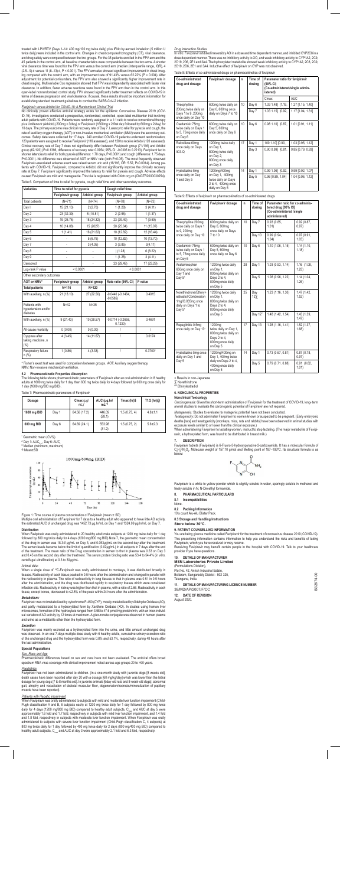treated with LPV/RTV (Days 1–14; 400 mg/100 mg twice daily) plus IFNα by aerosol inhalation (5 million U twice daily) were included in the control arm. Changes in chest computed tomography (CT), viral clearance, and drug safety were compared between the two groups. For the 35 patients enrolled in the FPV arm and the 45 patients in the control arm, all baseline characteristics were comparable between the two arms. A shorter viral clearance time was found for the FPV arm versus the control arm (median (interquartile range, IQR), 4 (2.5– 9) d versus 11 (8–13) d, P < 0.001). The FPV arm also showed significant improvement in chest imaging compared with the control arm, with an improvement rate of 91.43% versus 62.22% (P = 0.004). After adjustment for potential confounders, the FPV arm also showed a significantly higher improvement rate in chest imaging. Multivariable Cox regression showed that FPV was independently associated with faster viral clearance. In addition, fewer adverse reactions were found in the FPV arm than in the control arm. In this open-label nonrandomized control study, FPV showed significantly better treatment effects on COVID-19 in terms of disease progression and viral clearance; if causal, these results should be important information for establishing standard treatment guidelines to combat the SARS-CoV-2 infection.

*Favipiravir versus Arbidol for COVID-19: A Randomized Clinical Trial*

No clinically proven effective antiviral strategy exists for the epidemic Coronavirus Disease 2019 (COVID-19). Investigators conducted a prospective, randomized, controlled, open-label multicenter trial involving adult patients with COVID-19. Patients were randomly assigned in a 1:1 ratio to receive conventional therapy plus Umifenovir (Arbidol) (200mg x 3/day) or Favipiravir (1600mg x 2/first day followed by 600mg x 2/day) for 10 days. The primary outcome was clinical recovery rate of Day 7. Latency to relief for pyrexia and cough, the rate of auxiliary oxygen therapy (AOT) or non-invasive mechanical ventilation (NMV) were the secondary outcomes. Safety data were collected for 17 days. 240 enrolled COVID-19 patients underwent randomization; 120 patients were assigned to receive Favipiravir (116 assessed), and 120 to receive Arbidol (120 assessed). Clinical recovery rate of Day 7 does not significantly differ between Favipiravir group (71/116) and Arbidol group (62/120) (P=0.1396, difference of recovery rate: 0.0954; 95% CI: -0.0305 to 0.2213). Favipiravir led to shorter latencies to relief for both pyrexia (difference: 1.70 days, P<0.0001) and cough (difference: 1.75 days, P<0.0001). No difference was observed of AOT or NMV rate (both P>0.05). The most frequently observed Favipiravir-associated adverse event was raised serum uric acid (16/116; OR: 5.52, P=0.0014). Among patients with COVID-19, Favipiravir, compared to Arbidol, did not significantly improve the clinically recovery rate at Day 7. Favipiravir significantly improved the latency to relief for pyrexia and cough. Adverse effects caused Favipiravir are mild and manageable. This trial is registered with Chictr.org.cn (ChiCTR2000030254).

Table 6. Comparison of time to relief for pyrexia, cough relief time and other secondary outcomes.

| Variables | Time to relief for pyrexia | | Cough relief time | |
|---|---|---|---|---|
| | Favipiravir group | Arbidol group | Favipiravir group | Arbidol group |
| Total patients | (N=71) | (N=74) | (N=78) | (N=73) |
| Day 1 | 15 (21.13) | 2 (2.70) | 1 (1.28) | 3 (4.11) |
| Day 2 | 23 (32.39) | 8 (10.81) | 2 (2.56) | 1 (1.37) |
| Day 3 | 19 (26.76) | 18 (24.32) | 23 (29.49) | 7 (9.59) |
| Day 4 | 10 (14.08) | 15 (20.27) | 20 (25.64) | 11 (15.07) |
| Day 5 | 1 (1.41) | 16 (21.62) | 10 (12.82) | 12 (16.44) |
| Day 6 | - | 5 (6.76) | 10 (12.82) | 10 (13.70) |
| Day 7 | - | 3 (4.05) | 3 (3.85) | 3(4.11) |
| Day 8 | - | - | (1.28) | 6 (8.22) |
| Day 9 | - | - | 1 (1.28) | 3 (4.11) |
| Censored | - | - | 23 (29.49) | 17 (23.29) |
| Log-rank P value | < 0.0001 | | < 0.0001 | |

Other secondary outcomes

| AOT or NMV* | Favipiravir group | Arbidol group | Rate ratio (95% CI) | P value |
|---|---|---|---|---|
| | N=116 | N=120 | | |
| With auxiliary, n (%) | 21 (18.10) | 27 (22.50) | -0.0440 (-0.1464, -0.0585) | 0.4015 |
| Patients with hypertension and/or diabetes | N=42 | N=35 | | |
| With auxiliary, n (%) | 9 (21.43) | 10 (28.57) | -0.0714 (-0.2658, 0.1230) | 0.4691 |
| All-cause mortality | 0 (0.00) | 0 (0.00) | / | / |
| Dyspnea after taking medicine, n (%) | 4 (3.45) | 14 (11.67) | / | 0.0174 |
| Respiratory failure n (%) | 1 (0.86) | 4 (3.33) | / | 0.3700* |

* Fisher's exact test was used for comparison between groups. AOT: Auxiliary oxygen therapy.
NMV: Non-invasive mechanical ventilation.

**5.2 Pharmacokinetic Properties Absorption**

The following table shows pharmacokinetic parameters of Favipiravir after an oral administration in 8 healthy adults at 1600 mg twice daily for 1 day, then 600 mg twice daily for 4 days followed by 600 mg once daily for 1 day (1600 mg/600 mg BID).

Table 7: Pharmacokinetic parameters of Favipiravir

| Dosage | | Cmax (μg/mL)$^{a}$ | AUC (μg.hr/mL)$^{ab}$ | Tmax (hr)$^{§}$ | T1/2 (hr)@ |
|---|---|---|---|---|---|
| 1600 mg BID | Day 1 | 64.56 (17.2) | 446.09 (28.1) | 1.5 (0.75, 4) | 4.8±1.1 |
| 600 mg BID | Day 6 | 64.69 (24.1) | 553.98 (31.2) | 1.5 (0.75, 2) | 5.6±2.3 |

ᵃ Geometric mean (CV%)
ᵇ Day 1: $AUC_{0-\infty}$, Day 6: $AUC_{\tau}$
§ Median (minimum, maximum)
@ Mean±SD

1600mg/600mg (BID)

Favipiravir plasma concentration (μg/mL)

Time (hr)

Figure 1: Time course of plasma concentration of Favipiravir (mean ± SD)

Multiple oral administration of Favipiravir for 7 days to a healthy adult who appeared to have little AO activity, the estimated AUC of unchanged drug was 1452.73 μg.hr/mL on Day 1 and 1324.09 μg.hr/mL on Day 7.

**Distribution**

When Favipiravir was orally administered to 20 healthy adult male subjects at 1200 mg twice daily for 1 day followed by 800 mg twice daily for 4 days (1200 mg/800 mg BID) Note 7, the geometric mean concentration of the drug in semen was 18.341μg/mL on Day 3, and 0.053μg/mL on the second day after the treatment. The semen levels became below the limit of quantification (0.02μg/mL) in all subjects in 7 days after the end of the treatment. The mean ratio of the Drug concentration in semen to that in plasma was 0.53 on Day 3 and 0.45 on the second day after the treatment. The serum protein binding ratio was 53.4 to 54.4% (in vitro, centrifugal ultrafiltration) at 0.3 to 30μg/mL.

*Animal data:*

When a single dose of [14]C-Favipiravir was orally administered to monkeys, it was distributed broadly in tissues. Radioactivity of each tissue peaked in 0.5 hours after the administration and changed in paralleled with the radioactivity in plasma. The ratio of radioactivity in lung tissues to that in plasma was 0.51 in 0.5 hours after the administration, and the drug was distributed rapidly to respiratory tissues which were considered infection site. Radioactivity in kidney was higher than that in plasma, with a ratio of 2.66. Radioactivity in each tissue, except bones, decreased to ≤2.8% of the peak within 24 hours after the administration.

***Metabolism:***

Favipiravir was not metabolized by cytochrome P-450 (CYP), mostly metabolized by Aldehyde Oxidase (AO), and partly metabolized to a hydroxylated form by Xanthine Oxidase (XO). In studies using human liver microsomes, formation of the hydroxylate ranged from 3.98 to 47.6 pmol/mg protein/min, with an inter-individual variation of AO activity by 12 times at maximum. A glucuronide conjugate was observed in human plasma and urine as a metabolite other than the hydroxylated form.

*Excretion*

Favipiravir was mainly excreted as a hydroxylated form into the urine, and little amount unchanged drug was observed. In an oral 7-days multiple dose study with 6 healthy adults, cumulatively urinary excretion ratio of the unchanged drug and the hydroxylated form was 0.8% and 53.1%, respectively, during 48 hours after the last administration.

**Special Populations**

*Sex, Race and Age*

Pharmacokinetic differences based on sex and race have not been evaluated. The antiviral offers broad spectrum RNA virus coverage with clinical improvement noted across age groups 20 to >90 years.

*Paediatrics*

Favipiravir has not been administered to children. (In a one-month study with juvenile dogs (8 weeks old), death cases have been reported after day 20 with a dosage (60 mg/kg/day) which was lower than the lethal dosage for young dogs (7 to 8 months old). In juvenile animals (8day-old rats and 8-week-old dogs), abnormal gait, atrophy and vacuolation of skeletal muscular fiber, degeneration/necrosis/mineralization of papillary muscle have been reported).

*Patients with Hepatic impairment*

When Favipiravir was orally administered to patients with mild and moderate liver function impairment (Child-Pugh classification A and B, 6 subjects each) at 1200 mg twice daily for 1 day followed by 800 mg twice daily for 4 days (1200 mg/800 mg BID) compared to healthy adult subjects, $C_{max}$ and AUC at day 5 were approximately 1.6 fold and 1.7 fold, respectively in subjects with mild liver function impairment, and 1.4 fold and 1.8 fold, respectively in subjects with moderate liver function impairment. When Favipiravir was orally administered to subjects with severe liver function impairment (Child-Pugh classification C, 4 subjects) at 800 mg twice daily for 1 day followed by 400 mg twice daily for 2 days (800 mg/400 mg BID) compared to healthy adult subjects, $C_{max}$ and AUC at day 3 were approximately 2.1 fold and 6.3 fold, respectively.

*Drug Interaction Studies*

In vitro: Favipiravir inhibited irreversibly AO in a dose and time dependent manner, and inhibited CYP2C8 in a dose dependent manner. There was no inhibitory activity to XO, and weak inhibitory activity to CYP1A2, 2C9, 2C19, 2D6, 2E1 and 3A4. The hydroxylated metabolite showed weak inhibitory activity to CYP1A2, 2C8, 2C9, 2C19, 2D6, 2E1 and 3A4. Inductive effect of favipiravir on CYP was not observed.

Table 8: Effects of co-administered drugs on pharmacokinetics of favipiravir

| Co-administrated drug and dosage | Favipiravir dosage | n | Time of dosing | Parameter ratio for favipiravir (90% CI) (Co-administered/single administered) | |
|---|---|---|---|---|---|
| | | | | Cmax | AUC |
| Theophylline 200mg twice daily on Days 1 to 9, 200mg once daily on Day 10 | 600mg twice daily on Day 6, 600mg once daily on Days 7 to 10 | 10 | Day 6 | 1.33 1.48] [1.19, | 1.27 [1.15, 1.40] |
| | | | Day 7 | 1.03 1.15] [0.92, | 1.17 [1.04, 1.31] |
| Oseltamiver 75mg twice daily on Days 1 to 5, 75mg once daily on Day 6 | 600mg twice daily on Day 5, 600mg once daily on Day 6 | 10 | Day 6 | 0.98 1.10] [0.87, | 1.01 [0.91, 1.11] |
| Raloxifene 60mg once daily on Days 803-Q | 1200mg twice daily on Day 1, 800mg twice daily on Day 2, 800mg once daily on Day 3 | 17 | Day 1 | 1.00 1.10] [0.90, | 1.03 [0.95, 1.12] |
| | | | Day 3 | 0.90 0.99] [0.81, | 0.85 [0.79, 0.93] |
| Hydralazine 5mg once daily on Day 1 and Day 5 | 1200mg/400mg on Day 1, 400mg twice daily on Days 2 to 4, 400mg once daily on Day 5 | 14 | Day 1 | 0.99 1.08] [0.92, | 0.99 [0.92, 1.07] |
| | | | Day 5 | 0.96 [0.89, 1.04] | 1.04 [0.96, 1.12] |

Table 9: Effects of favipiravir on pharmacokinetics of co-administered drugs

| Co-administrated drug and dosage | Favipiravir dosage | n | Time of dosing | Parameter ratio for co-administered drug [90% CI] (Co-administered /single administered) | |
|---|---|---|---|---|---|
| Theophylline 200mg twice daily on Days 1 to 9, 200mg once daily on Day 10 | 600mg twice daily on Day 6, 600mg once daily on Days 7 to 10 | 10 | Day 7 | 0.93 (0.85, 1.01) | 0.92 (0.87, 0.97) |
| | | | Day 10 | 0.99 (0.94, 1.04) | 0.97 (0.91, 1.03) |
| Oseltamiver 75mg twice daily on Days 1 to 5, 75mg once daily on Day 6 | 600mg twice daily on Day 5, 600mg once daily on Day 6 | 10 | Day 6 | 1.10 (1.06, 1.15) | 1.14 (1.10, 1.18) |
| Acetaminophen 650mg once daily on Day 1 and Day 5* | 1200mg twice daily on Day 1, 800mg twice daily on Days 2 to 4, 800mg once daily on Day 5 | 28 | Day 1 | 1.03 (0.93, 1.14) | 1.16 (1.08, 1.25) |
| | | | Day 5 | 1.08 (0.96, 1.22) | 1.14 (1.04, 1.26) |
| Norethisterone/Ethinylestradiol Combination 1mg/0.035mg once daily on Days 1 to Day 5* | 1200mg twice daily on Day 1, 800mg twice daily on Days 2 to 4, 800mg once daily on Day 5 | 25 | Day 12∑ | 1.23 (1.16, 1.30) | 1.47 (1.42, 1.52) |
| | | | Day 12* | 1.48 (1.42, 1.54) | 1.43 (1.39, 1.47) |
| Repaglinide 0.5mg once daily on Day 13* | 1200mg twice daily on Day 1, 800mg twice daily on Days 2 to 4, 800mg once daily on Day 5 | 17 | Day 13 | 1.28 (1.16, 1.41) | 1.52 (1.37, 1.68) |
| Hydralazine 5mg once daily on Day 1 and Day 5 | 1200mg/400mg on Day 1, 400mg twice daily on Days 2 to 4, 400mg once daily on Day 5 | 14 | Day 1 | 0.73 (0.67, 0.81) | 0.87 (0.78, 0.97) |
| | | | Day 5 | 0.79 (0.71, 0.88) | 0.91 (0.82, 1.01) |

* Results in non-Japanese
∑ Norethindrone
** Ethinylestradiol

**6. NONCLINICAL PROPERTIES**

**Nonclinical Toxicology**

*Carcinogenesis:* Given the short-term administration of Favipiravir for the treatment of COVID-19, long- term animal studies to evaluate the carcinogenic potential of Favipiravir are not required.

*Mutagenesis:* Studies to evaluate its mutagenic potential have not been conducted.

*Teratogenicity:* Do not administer Favipiravir to women known or suspected to be pregnant. (Early embryonic deaths (rats) and teratogenicity (monkeys, mice, rats and rabbits) have been observed in animal studies with exposure levels similar to or lower than the clinical exposure.)

When administering Favipiravir to lactating women, instruct to stop lactating. (The major metabolite of Favipiravir, a hydroxylated form, was found to be distributed in breast milk.)

**7. DESCRIPTION**

Favipiravir tablets (Favipiravir) is 6-Fluoro-3-hydroxypyrazine-2-carboxamide. It has a molecular formula of $C_5H_4FN_3O_2$. Molecular weight of 157.10 g/mol and Melting point of 187–193°C. Its structural formula is as below:

F, N, OH, O, NH2, N

Favipiravir is a white to yellow powder which is slightly soluble in water, sparingly soluble in methanol and freely soluble in N, N-Dimethyl formamide.

**8. PHARMACEUTICAL PARTICULARS**

**8.1 Incompatibilities**

None.

**8.2 Packing Information**

10's count Alu-Alu Blister Pack.

**8.3 Storage and Handling Instructions**

**Store below 30°C.**

**9. PATIENT COUNSELLING INFORMATION**

You are being given a medicine called Favipiravir for the treatment of coronavirus disease 2019 (COVID-19). This prescribing information contains information to help you understand the risks and benefits of taking Favipiravir, which you have received or may receive.

Receiving Favipiravir may benefit certain people in the hospital with COVID-19. Talk to your healthcare provider if you have questions.

**10. DETAILS OF MANUFACTURER**

**MSN Laboratories Private Limited**
(Formulations Division),
Plot No. 42, Anrich Industrial Estate,
Bollaram, Sangareddy District - 502 325,
Telangana, India.

**11. DETAILS OF MANUFACTURING LICENCE NUMBER**

38/MD/AP/2007/F/CC

**12. DATE OF REVISION**

August 2020.

83261/4-00